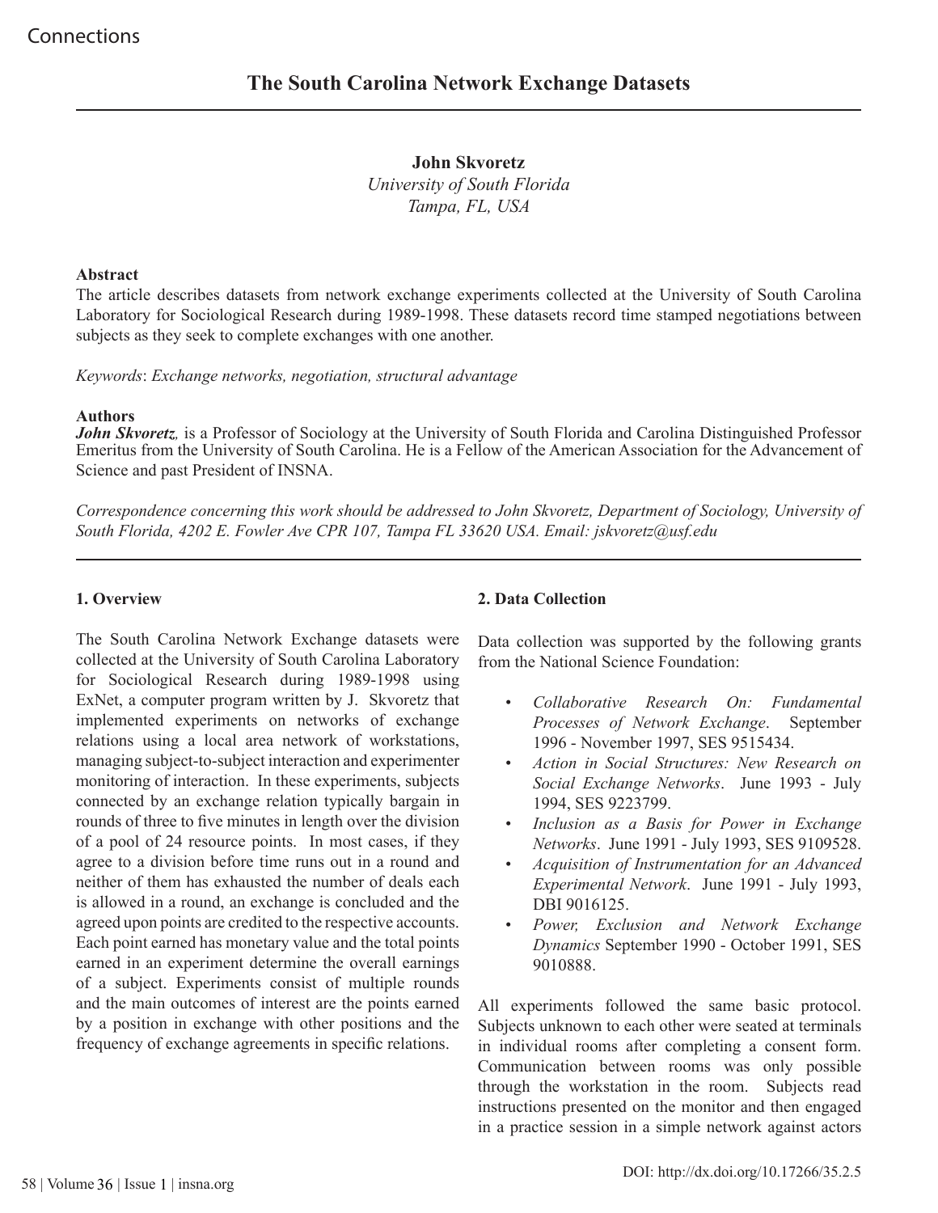# The South Carolina Network Exchange Datasets

**John Skvoretz**
*University of South Florida*
*Tampa, FL, USA*

**Abstract**
The article describes datasets from network exchange experiments collected at the University of South Carolina Laboratory for Sociological Research during 1989-1998. These datasets record time stamped negotiations between subjects as they seek to complete exchanges with one another.

*Keywords*: *Exchange networks, negotiation, structural advantage*

**Authors**
***John Skvoretz**,* is a Professor of Sociology at the University of South Florida and Carolina Distinguished Professor Emeritus from the University of South Carolina. He is a Fellow of the American Association for the Advancement of Science and past President of INSNA.

*Correspondence concerning this work should be addressed to John Skvoretz, Department of Sociology, University of South Florida, 4202 E. Fowler Ave CPR 107, Tampa FL 33620 USA. Email: jskvoretz@usf.edu*

## 1. Overview

The South Carolina Network Exchange datasets were collected at the University of South Carolina Laboratory for Sociological Research during 1989-1998 using ExNet, a computer program written by J. Skvoretz that implemented experiments on networks of exchange relations using a local area network of workstations, managing subject-to-subject interaction and experimenter monitoring of interaction. In these experiments, subjects connected by an exchange relation typically bargain in rounds of three to five minutes in length over the division of a pool of 24 resource points. In most cases, if they agree to a division before time runs out in a round and neither of them has exhausted the number of deals each is allowed in a round, an exchange is concluded and the agreed upon points are credited to the respective accounts. Each point earned has monetary value and the total points earned in an experiment determine the overall earnings of a subject. Experiments consist of multiple rounds and the main outcomes of interest are the points earned by a position in exchange with other positions and the frequency of exchange agreements in specific relations.

## 2. Data Collection

Data collection was supported by the following grants from the National Science Foundation:

- *Collaborative Research On: Fundamental Processes of Network Exchange*. September 1996 - November 1997, SES 9515434.
- *Action in Social Structures: New Research on Social Exchange Networks*. June 1993 - July 1994, SES 9223799.
- *Inclusion as a Basis for Power in Exchange Networks*. June 1991 - July 1993, SES 9109528.
- *Acquisition of Instrumentation for an Advanced Experimental Network*. June 1991 - July 1993, DBI 9016125.
- *Power, Exclusion and Network Exchange Dynamics* September 1990 - October 1991, SES 9010888.

All experiments followed the same basic protocol. Subjects unknown to each other were seated at terminals in individual rooms after completing a consent form. Communication between rooms was only possible through the workstation in the room. Subjects read instructions presented on the monitor and then engaged in a practice session in a simple network against actors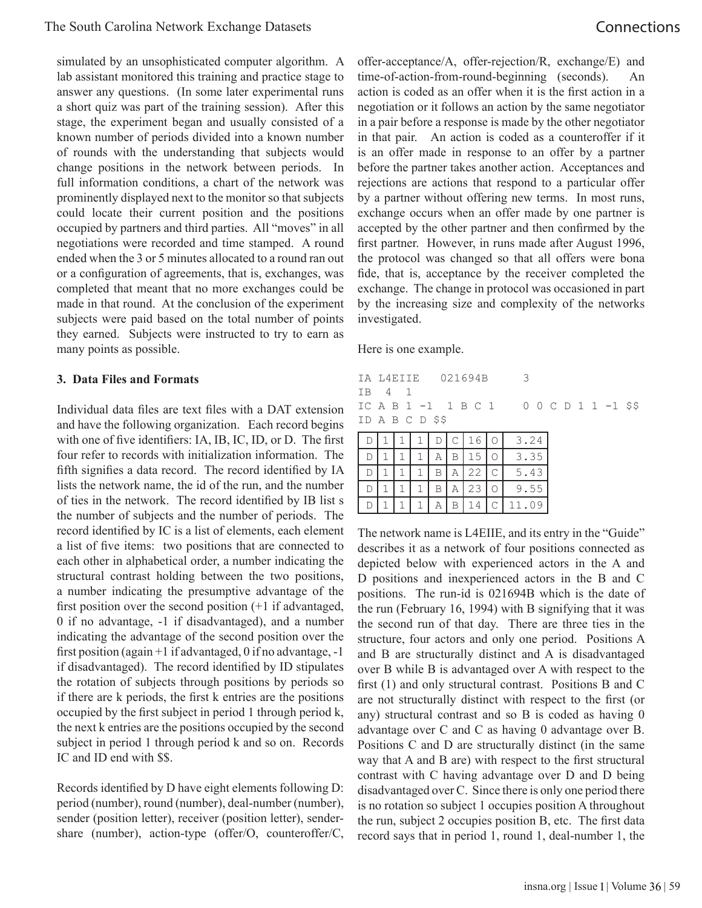simulated by an unsophisticated computer algorithm. A lab assistant monitored this training and practice stage to answer any questions. (In some later experimental runs a short quiz was part of the training session). After this stage, the experiment began and usually consisted of a known number of periods divided into a known number of rounds with the understanding that subjects would change positions in the network between periods. In full information conditions, a chart of the network was prominently displayed next to the monitor so that subjects could locate their current position and the positions occupied by partners and third parties. All "moves" in all negotiations were recorded and time stamped. A round ended when the 3 or 5 minutes allocated to a round ran out or a configuration of agreements, that is, exchanges, was completed that meant that no more exchanges could be made in that round. At the conclusion of the experiment subjects were paid based on the total number of points they earned. Subjects were instructed to try to earn as many points as possible.

### 3. Data Files and Formats

Individual data files are text files with a DAT extension and have the following organization. Each record begins with one of five identifiers: IA, IB, IC, ID, or D. The first four refer to records with initialization information. The fifth signifies a data record. The record identified by IA lists the network name, the id of the run, and the number of ties in the network. The record identified by IB list s the number of subjects and the number of periods. The record identified by IC is a list of elements, each element a list of five items: two positions that are connected to each other in alphabetical order, a number indicating the structural contrast holding between the two positions, a number indicating the presumptive advantage of the first position over the second position (+1 if advantaged, 0 if no advantage, -1 if disadvantaged), and a number indicating the advantage of the second position over the first position (again +1 if advantaged, 0 if no advantage, -1 if disadvantaged). The record identified by ID stipulates the rotation of subjects through positions by periods so if there are k periods, the first k entries are the positions occupied by the first subject in period 1 through period k, the next k entries are the positions occupied by the second subject in period 1 through period k and so on. Records IC and ID end with $$.

Records identified by D have eight elements following D: period (number), round (number), deal-number (number), sender (position letter), receiver (position letter), sender-share (number), action-type (offer/O, counteroffer/C, offer-acceptance/A, offer-rejection/R, exchange/E) and time-of-action-from-round-beginning (seconds). An action is coded as an offer when it is the first action in a negotiation or it follows an action by the same negotiator in a pair before a response is made by the other negotiator in that pair. An action is coded as a counteroffer if it is an offer made in response to an offer by a partner before the partner takes another action. Acceptances and rejections are actions that respond to a particular offer by a partner without offering new terms. In most runs, exchange occurs when an offer made by one partner is accepted by the other partner and then confirmed by the first partner. However, in runs made after August 1996, the protocol was changed so that all offers were bona fide, that is, acceptance by the receiver completed the exchange. The change in protocol was occasioned in part by the increasing size and complexity of the networks investigated.

Here is one example.

```
IA L4EIIE   021694B     3
IB  4  1
IC A B 1 -1  1 B C 1    0 0 C D 1 1 -1 $$
ID A B C D $$
```

| D | 1 | 1 | 1 | D | C | 16 | O | 3.24 |
|---|---|---|---|---|---|---|---|---|
| D | 1 | 1 | 1 | A | B | 15 | O | 3.35 |
| D | 1 | 1 | 1 | B | A | 22 | C | 5.43 |
| D | 1 | 1 | 1 | B | A | 23 | O | 9.55 |
| D | 1 | 1 | 1 | A | B | 14 | C | 11.09 |

The network name is L4EIIE, and its entry in the "Guide" describes it as a network of four positions connected as depicted below with experienced actors in the A and D positions and inexperienced actors in the B and C positions. The run-id is 021694B which is the date of the run (February 16, 1994) with B signifying that it was the second run of that day. There are three ties in the structure, four actors and only one period. Positions A and B are structurally distinct and A is disadvantaged over B while B is advantaged over A with respect to the first (1) and only structural contrast. Positions B and C are not structurally distinct with respect to the first (or any) structural contrast and so B is coded as having 0 advantage over C and C as having 0 advantage over B. Positions C and D are structurally distinct (in the same way that A and B are) with respect to the first structural contrast with C having advantage over D and D being disadvantaged over C. Since there is only one period there is no rotation so subject 1 occupies position A throughout the run, subject 2 occupies position B, etc. The first data record says that in period 1, round 1, deal-number 1, the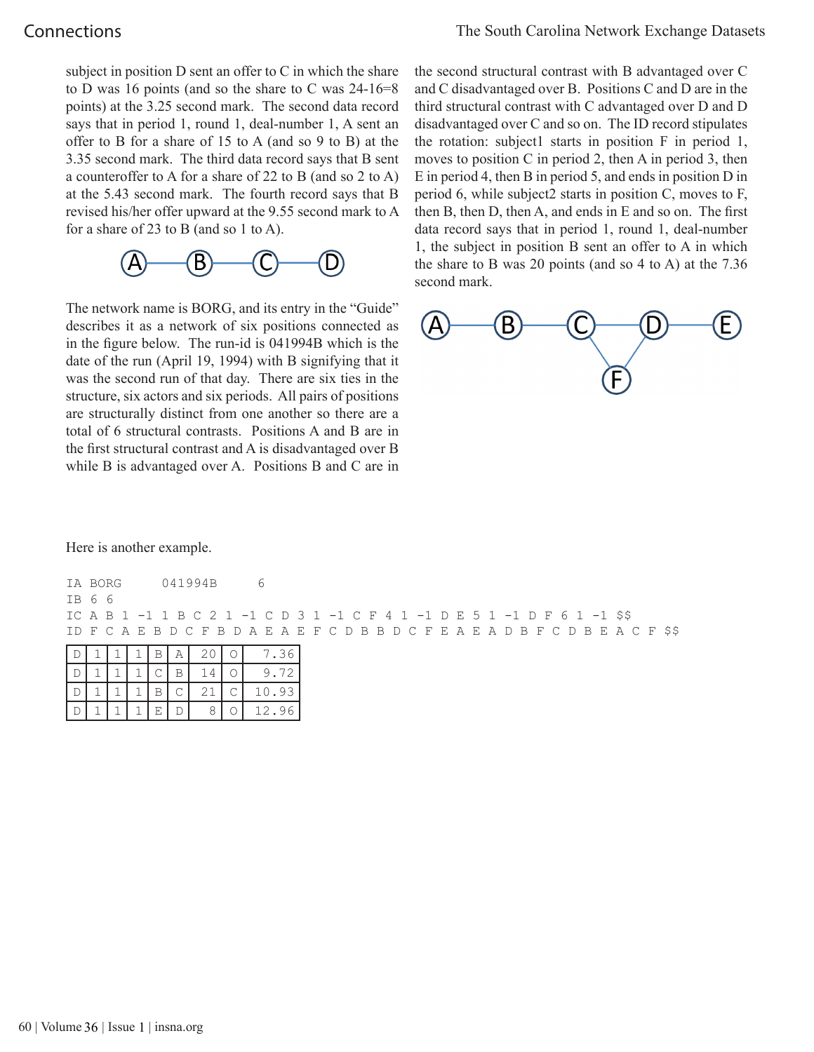subject in position D sent an offer to C in which the share to D was 16 points (and so the share to C was 24-16=8 points) at the 3.25 second mark. The second data record says that in period 1, round 1, deal-number 1, A sent an offer to B for a share of 15 to A (and so 9 to B) at the 3.35 second mark. The third data record says that B sent a counteroffer to A for a share of 22 to B (and so 2 to A) at the 5.43 second mark. The fourth record says that B revised his/her offer upward at the 9.55 second mark to A for a share of 23 to B (and so 1 to A).

The network name is BORG, and its entry in the "Guide" describes it as a network of six positions connected as in the figure below. The run-id is 041994B which is the date of the run (April 19, 1994) with B signifying that it was the second run of that day. There are six ties in the structure, six actors and six periods. All pairs of positions are structurally distinct from one another so there are a total of 6 structural contrasts. Positions A and B are in the first structural contrast and A is disadvantaged over B while B is advantaged over A. Positions B and C are in the second structural contrast with B advantaged over C and C disadvantaged over B. Positions C and D are in the third structural contrast with C advantaged over D and D disadvantaged over C and so on. The ID record stipulates the rotation: subject1 starts in position F in period 1, moves to position C in period 2, then A in period 3, then E in period 4, then B in period 5, and ends in position D in period 6, while subject2 starts in position C, moves to F, then B, then D, then A, and ends in E and so on. The first data record says that in period 1, round 1, deal-number 1, the subject in position B sent an offer to A in which the share to B was 20 points (and so 4 to A) at the 7.36 second mark.

Here is another example.

```
IA BORG      041994B      6
IB 6 6
IC A B 1 -1 1 B C 2 1 -1 C D 3 1 -1 C F 4 1 -1 D E 5 1 -1 D F 6 1 -1 $$
ID F C A E B D C F B D A E A E F C D B B D C F E A E A D B F C D B E A C F $$
```

| D | 1 | 1 | 1 | B | A | 20 | O | 7.36 |
|---|---|---|---|---|---|---|---|---|
| D | 1 | 1 | 1 | C | B | 14 | O | 9.72 |
| D | 1 | 1 | 1 | B | C | 21 | C | 10.93 |
| D | 1 | 1 | 1 | E | D | 8 | O | 12.96 |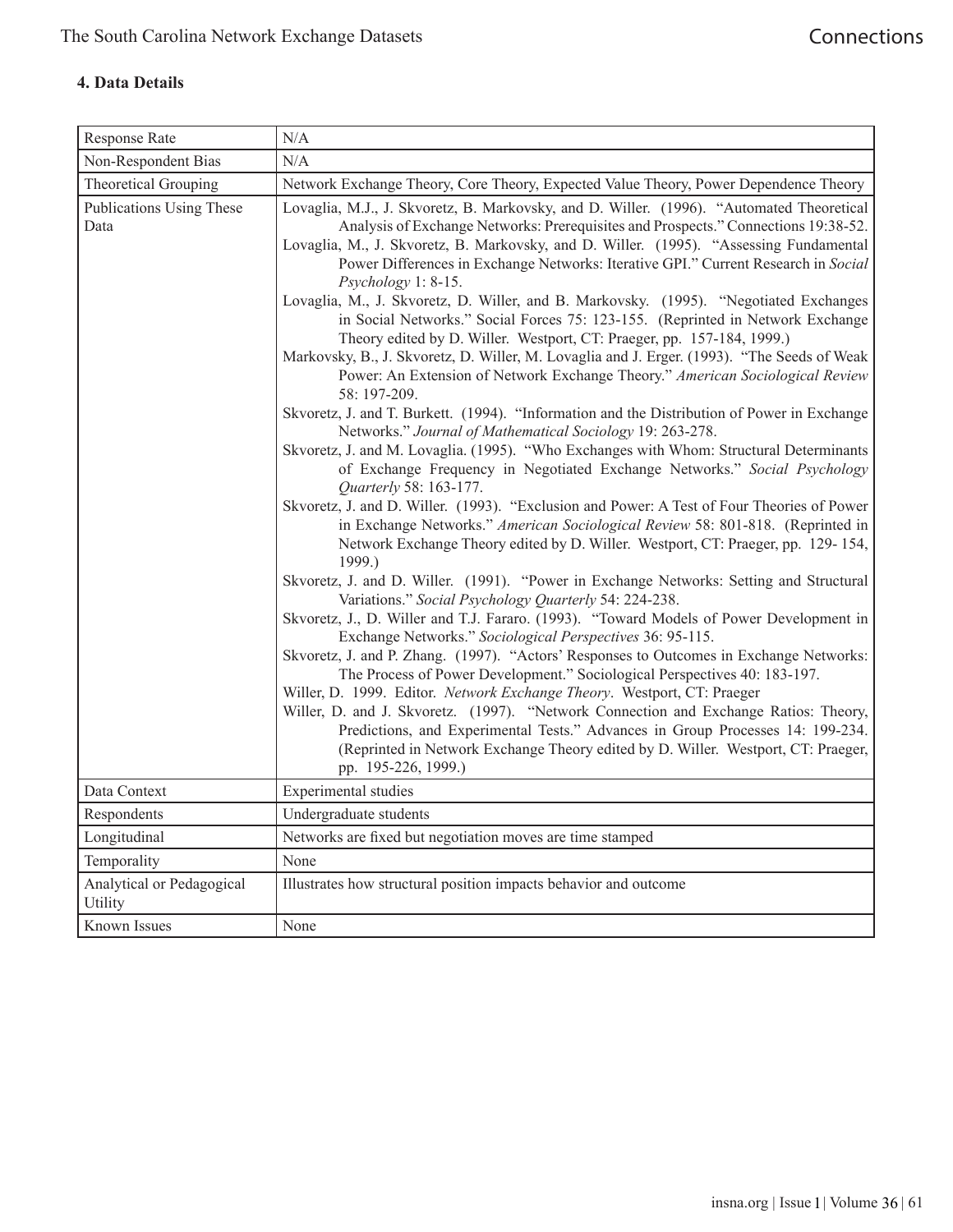### 4. Data Details

| | |
|---|---|
| Response Rate | N/A |
| Non-Respondent Bias | N/A |
| Theoretical Grouping | Network Exchange Theory, Core Theory, Expected Value Theory, Power Dependence Theory |
| Publications Using These Data | Lovaglia, M.J., J. Skvoretz, B. Markovsky, and D. Willer. (1996). "Automated Theoretical Analysis of Exchange Networks: Prerequisites and Prospects." Connections 19:38-52.<br>Lovaglia, M., J. Skvoretz, B. Markovsky, and D. Willer. (1995). "Assessing Fundamental Power Differences in Exchange Networks: Iterative GPI." Current Research in *Social Psychology* 1: 8-15.<br>Lovaglia, M., J. Skvoretz, D. Willer, and B. Markovsky. (1995). "Negotiated Exchanges in Social Networks." Social Forces 75: 123-155. (Reprinted in Network Exchange Theory edited by D. Willer. Westport, CT: Praeger, pp. 157-184, 1999.)<br>Markovsky, B., J. Skvoretz, D. Willer, M. Lovaglia and J. Erger. (1993). "The Seeds of Weak Power: An Extension of Network Exchange Theory." *American Sociological Review* 58: 197-209.<br>Skvoretz, J. and T. Burkett. (1994). "Information and the Distribution of Power in Exchange Networks." *Journal of Mathematical Sociology* 19: 263-278.<br>Skvoretz, J. and M. Lovaglia. (1995). "Who Exchanges with Whom: Structural Determinants of Exchange Frequency in Negotiated Exchange Networks." *Social Psychology Quarterly* 58: 163-177.<br>Skvoretz, J. and D. Willer. (1993). "Exclusion and Power: A Test of Four Theories of Power in Exchange Networks." *American Sociological Review* 58: 801-818. (Reprinted in Network Exchange Theory edited by D. Willer. Westport, CT: Praeger, pp. 129- 154, 1999.)<br>Skvoretz, J. and D. Willer. (1991). "Power in Exchange Networks: Setting and Structural Variations." *Social Psychology Quarterly* 54: 224-238.<br>Skvoretz, J., D. Willer and T.J. Fararo. (1993). "Toward Models of Power Development in Exchange Networks." *Sociological Perspectives* 36: 95-115.<br>Skvoretz, J. and P. Zhang. (1997). "Actors' Responses to Outcomes in Exchange Networks: The Process of Power Development." Sociological Perspectives 40: 183-197.<br>Willer, D. 1999. Editor. *Network Exchange Theory*. Westport, CT: Praeger<br>Willer, D. and J. Skvoretz. (1997). "Network Connection and Exchange Ratios: Theory, Predictions, and Experimental Tests." Advances in Group Processes 14: 199-234. (Reprinted in Network Exchange Theory edited by D. Willer. Westport, CT: Praeger, pp. 195-226, 1999.) |
| Data Context | Experimental studies |
| Respondents | Undergraduate students |
| Longitudinal | Networks are fixed but negotiation moves are time stamped |
| Temporality | None |
| Analytical or Pedagogical Utility | Illustrates how structural position impacts behavior and outcome |
| Known Issues | None |